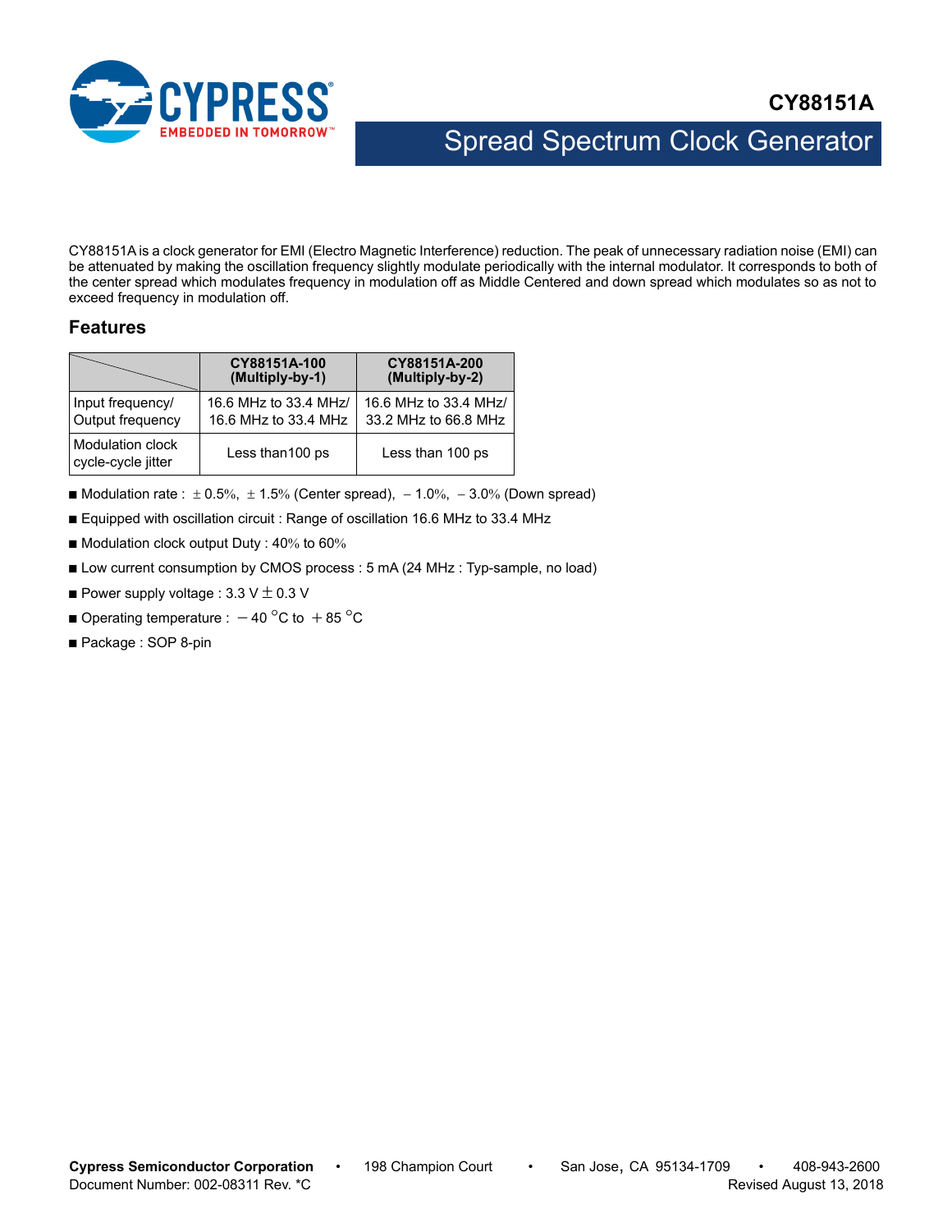# CY88151A

## Spread Spectrum Clock Generator

CY88151A is a clock generator for EMI (Electro Magnetic Interference) reduction. The peak of unnecessary radiation noise (EMI) can be attenuated by making the oscillation frequency slightly modulate periodically with the internal modulator. It corresponds to both of the center spread which modulates frequency in modulation off as Middle Centered and down spread which modulates so as not to exceed frequency in modulation off.

## Features

| | CY88151A-100 (Multiply-by-1) | CY88151A-200 (Multiply-by-2) |
|---|---|---|
| Input frequency/ Output frequency | 16.6 MHz to 33.4 MHz/ 16.6 MHz to 33.4 MHz | 16.6 MHz to 33.4 MHz/ 33.2 MHz to 66.8 MHz |
| Modulation clock cycle-cycle jitter | Less than100 ps | Less than 100 ps |

- Modulation rate : ± 0.5%, ± 1.5% (Center spread), − 1.0%, − 3.0% (Down spread)
- Equipped with oscillation circuit : Range of oscillation 16.6 MHz to 33.4 MHz
- Modulation clock output Duty : 40% to 60%
- Low current consumption by CMOS process : 5 mA (24 MHz : Typ-sample, no load)
- Power supply voltage : 3.3 V ± 0.3 V
- Operating temperature : − 40 °C to + 85 °C
- Package : SOP 8-pin

**Cypress Semiconductor Corporation** • 198 Champion Court • San Jose, CA 95134-1709 • 408-943-2600
Document Number: 002-08311 Rev. *C Revised August 13, 2018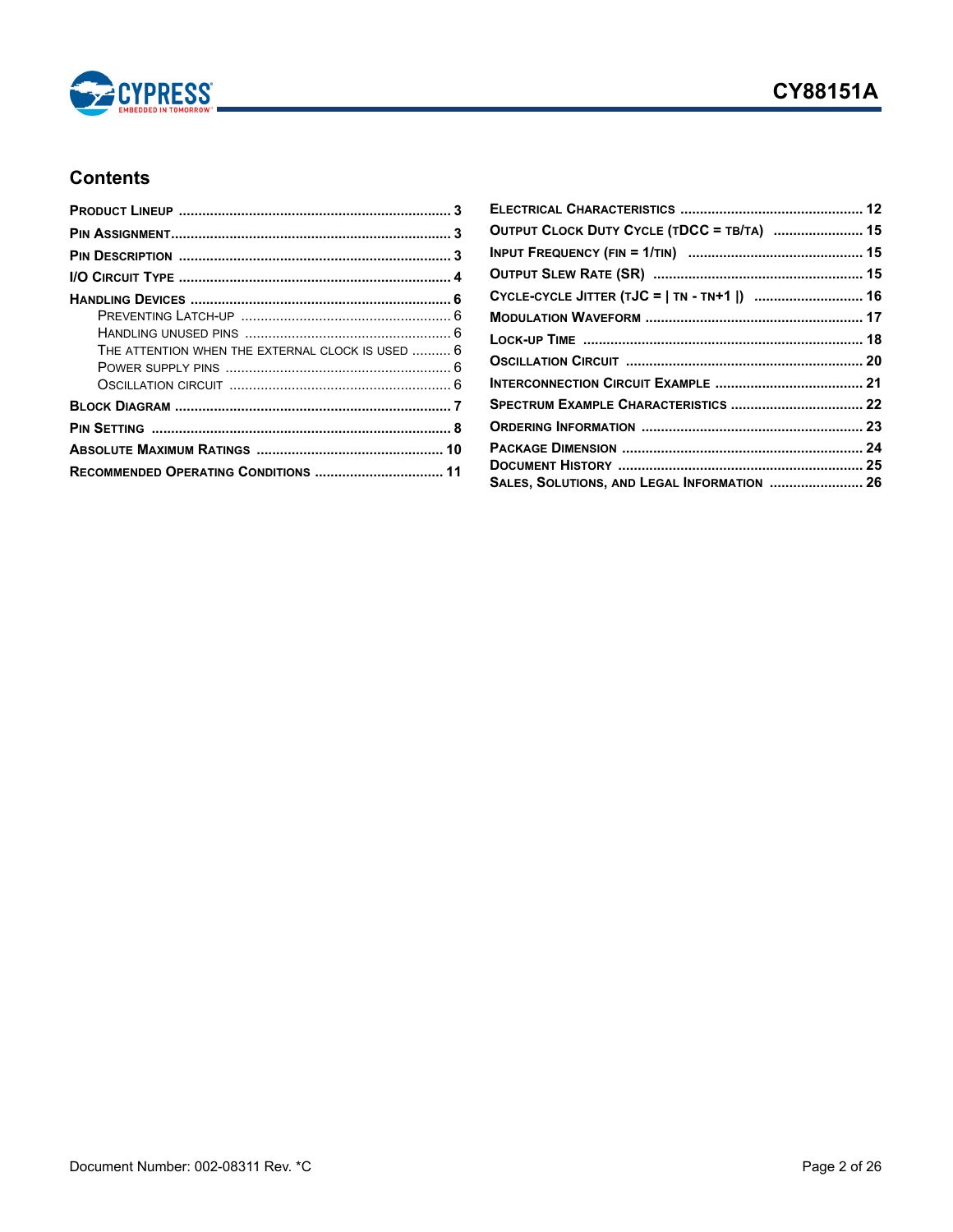## Contents

- Product Lineup ..................... 3
- Pin Assignment ..................... 3
- Pin Description ..................... 3
- I/O Circuit Type ..................... 4
- Handling Devices ..................... 6
  - Preventing Latch-up ..................... 6
  - Handling unused pins ..................... 6
  - The attention when the external clock is used ..................... 6
  - Power supply pins ..................... 6
  - Oscillation circuit ..................... 6
- Block Diagram ..................... 7
- Pin Setting ..................... 8
- Absolute Maximum Ratings ..................... 10
- Recommended Operating Conditions ..................... 11
- Electrical Characteristics ..................... 12
- Output Clock Duty Cycle (tDCC = tb/ta) ..................... 15
- Input Frequency (fin = 1/tin) ..................... 15
- Output Slew Rate (SR) ..................... 15
- Cycle-cycle Jitter (tJC = | tn - tn+1 |) ..................... 16
- Modulation Waveform ..................... 17
- Lock-up Time ..................... 18
- Oscillation Circuit ..................... 20
- Interconnection Circuit Example ..................... 21
- Spectrum Example Characteristics ..................... 22
- Ordering Information ..................... 23
- Package Dimension ..................... 24
- Document History ..................... 25
- Sales, Solutions, and Legal Information ..................... 26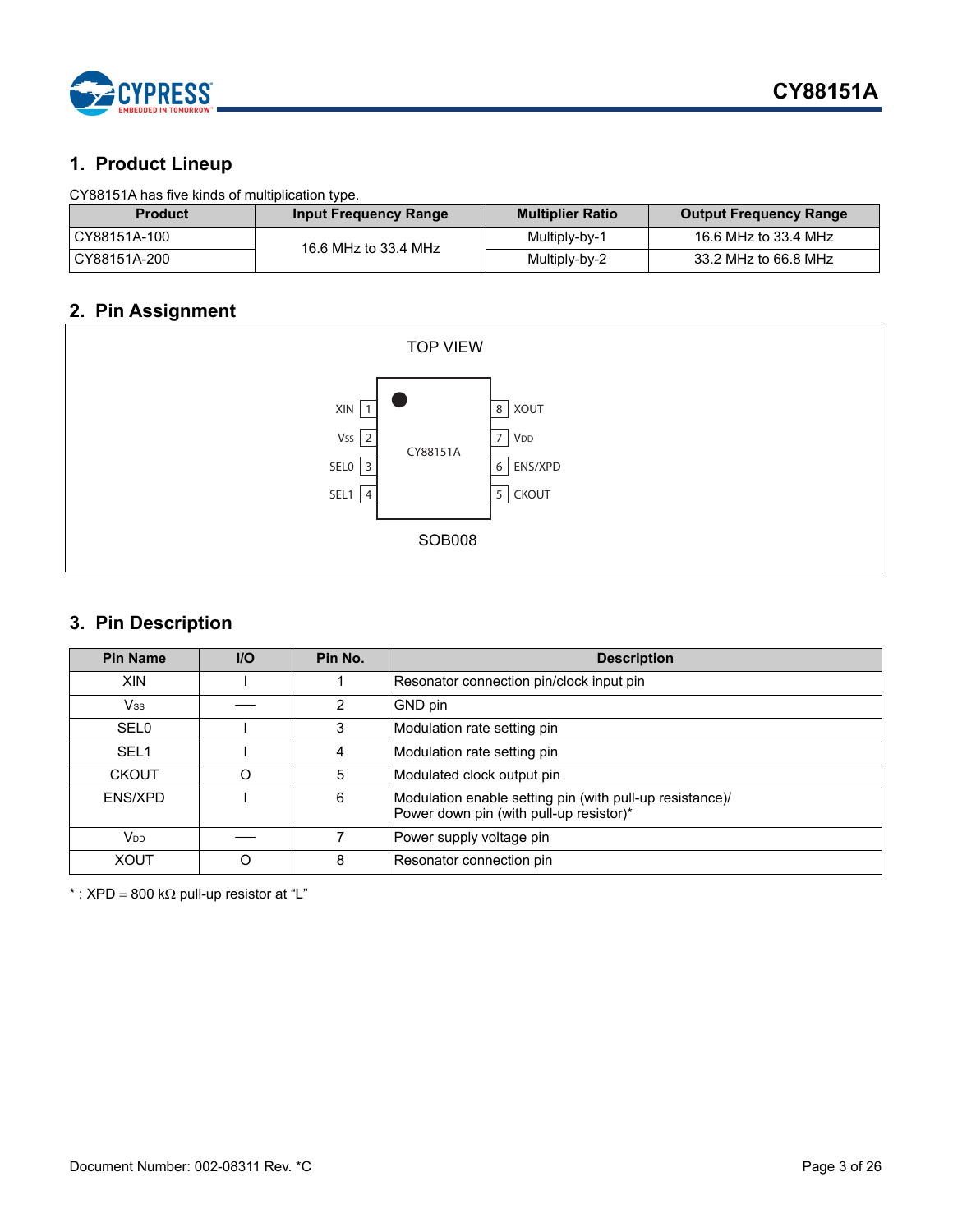## 1. Product Lineup

CY88151A has five kinds of multiplication type.

| Product | Input Frequency Range | Multiplier Ratio | Output Frequency Range |
|---|---|---|---|
| CY88151A-100 | 16.6 MHz to 33.4 MHz | Multiply-by-1 | 16.6 MHz to 33.4 MHz |
| CY88151A-200 | | Multiply-by-2 | 33.2 MHz to 66.8 MHz |

## 2. Pin Assignment

TOP VIEW

| Pin | Name | | Pin | Name |
|---|---|---|---|---|
| 1 | XIN | CY88151A | 8 | XOUT |
| 2 | $V_{SS}$ | | 7 | $V_{DD}$ |
| 3 | SEL0 | | 6 | ENS/XPD |
| 4 | SEL1 | | 5 | CKOUT |

SOB008

## 3. Pin Description

| Pin Name | I/O | Pin No. | Description |
|---|---|---|---|
| XIN | I | 1 | Resonator connection pin/clock input pin |
| $V_{SS}$ | — | 2 | GND pin |
| SEL0 | I | 3 | Modulation rate setting pin |
| SEL1 | I | 4 | Modulation rate setting pin |
| CKOUT | O | 5 | Modulated clock output pin |
| ENS/XPD | I | 6 | Modulation enable setting pin (with pull-up resistance)/ Power down pin (with pull-up resistor)* |
| $V_{DD}$ | — | 7 | Power supply voltage pin |
| XOUT | O | 8 | Resonator connection pin |

* : XPD = 800 kΩ pull-up resistor at "L"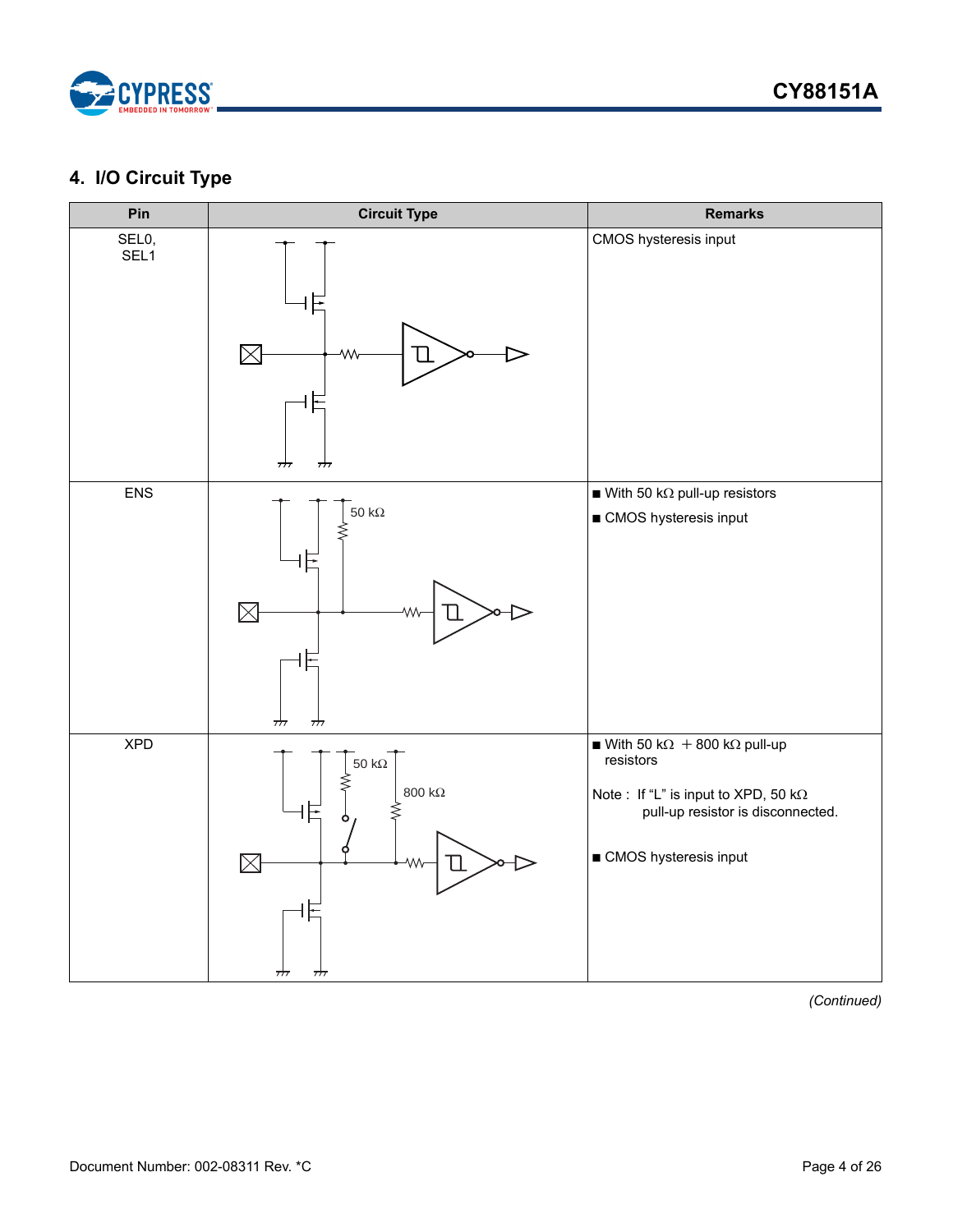## 4. I/O Circuit Type

| Pin | Circuit Type | Remarks |
|---|---|---|
| SEL0, SEL1 | | CMOS hysteresis input |
| ENS | 50 kΩ | ■ With 50 kΩ pull-up resistors<br>■ CMOS hysteresis input |
| XPD | 50 kΩ<br>800 kΩ | ■ With 50 kΩ ＋800 kΩ pull-up resistors<br>Note : If “L” is input to XPD, 50 kΩ pull-up resistor is disconnected.<br>■ CMOS hysteresis input |

*(Continued)*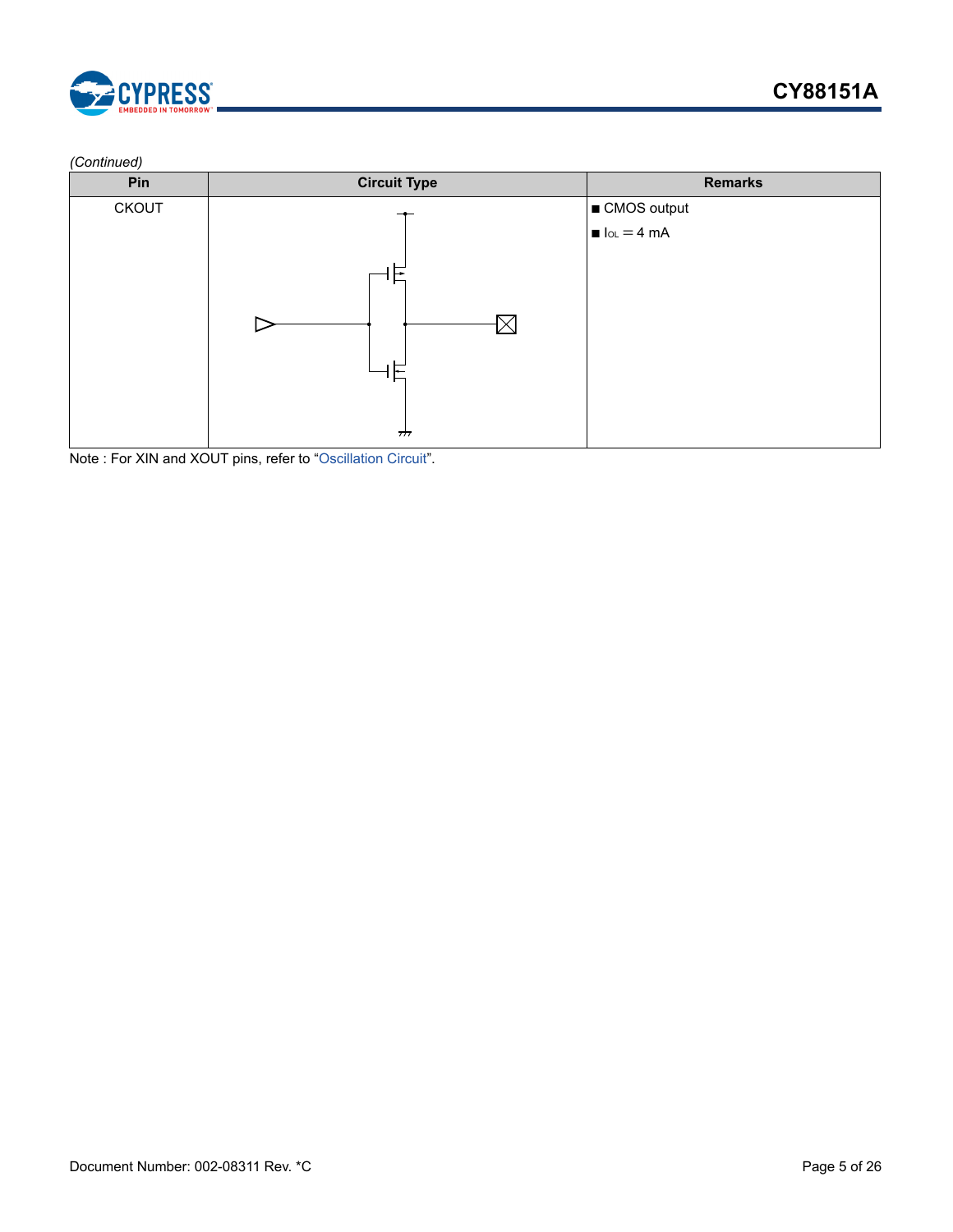*(Continued)*

| Pin | Circuit Type | Remarks |
| --- | --- | --- |
| CKOUT | | ■ CMOS output<br>■ $I_{OL}$ = 4 mA |

Note : For XIN and XOUT pins, refer to "Oscillation Circuit".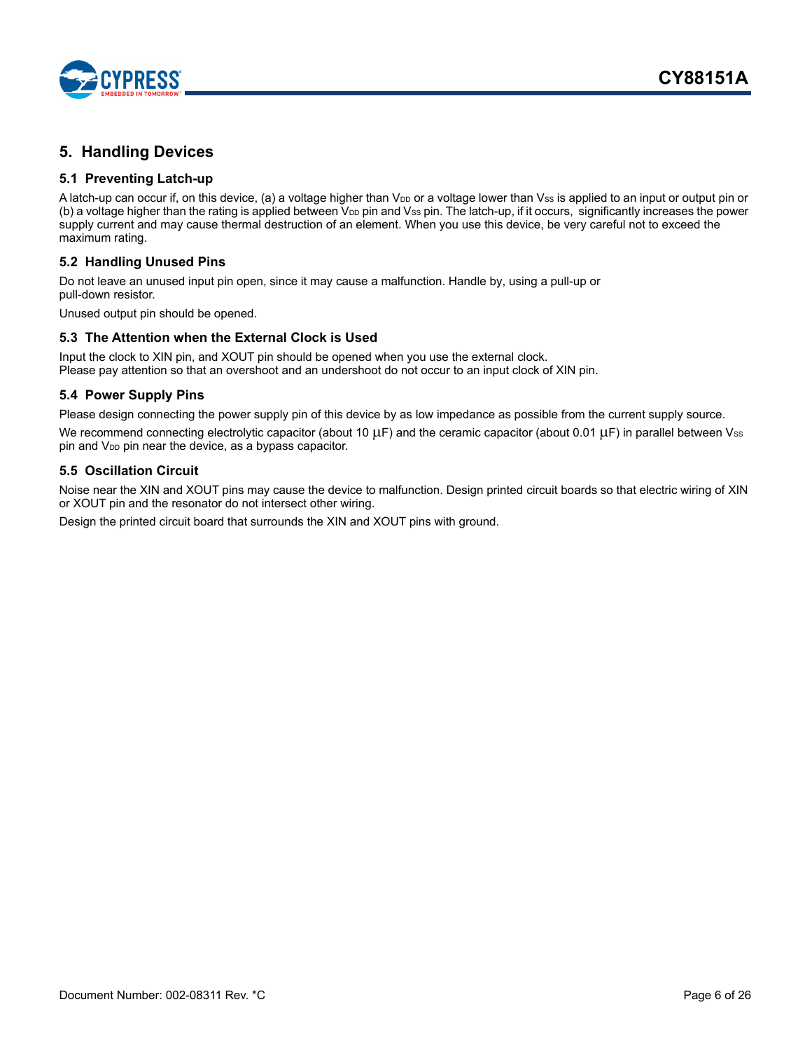# 5. Handling Devices

## 5.1 Preventing Latch-up

A latch-up can occur if, on this device, (a) a voltage higher than $V_{DD}$ or a voltage lower than $V_{SS}$ is applied to an input or output pin or (b) a voltage higher than the rating is applied between $V_{DD}$ pin and $V_{SS}$ pin. The latch-up, if it occurs, significantly increases the power supply current and may cause thermal destruction of an element. When you use this device, be very careful not to exceed the maximum rating.

## 5.2 Handling Unused Pins

Do not leave an unused input pin open, since it may cause a malfunction. Handle by, using a pull-up or pull-down resistor.

Unused output pin should be opened.

## 5.3 The Attention when the External Clock is Used

Input the clock to XIN pin, and XOUT pin should be opened when you use the external clock.
Please pay attention so that an overshoot and an undershoot do not occur to an input clock of XIN pin.

## 5.4 Power Supply Pins

Please design connecting the power supply pin of this device by as low impedance as possible from the current supply source.

We recommend connecting electrolytic capacitor (about 10 µF) and the ceramic capacitor (about 0.01 µF) in parallel between $V_{SS}$ pin and $V_{DD}$ pin near the device, as a bypass capacitor.

## 5.5 Oscillation Circuit

Noise near the XIN and XOUT pins may cause the device to malfunction. Design printed circuit boards so that electric wiring of XIN or XOUT pin and the resonator do not intersect other wiring.

Design the printed circuit board that surrounds the XIN and XOUT pins with ground.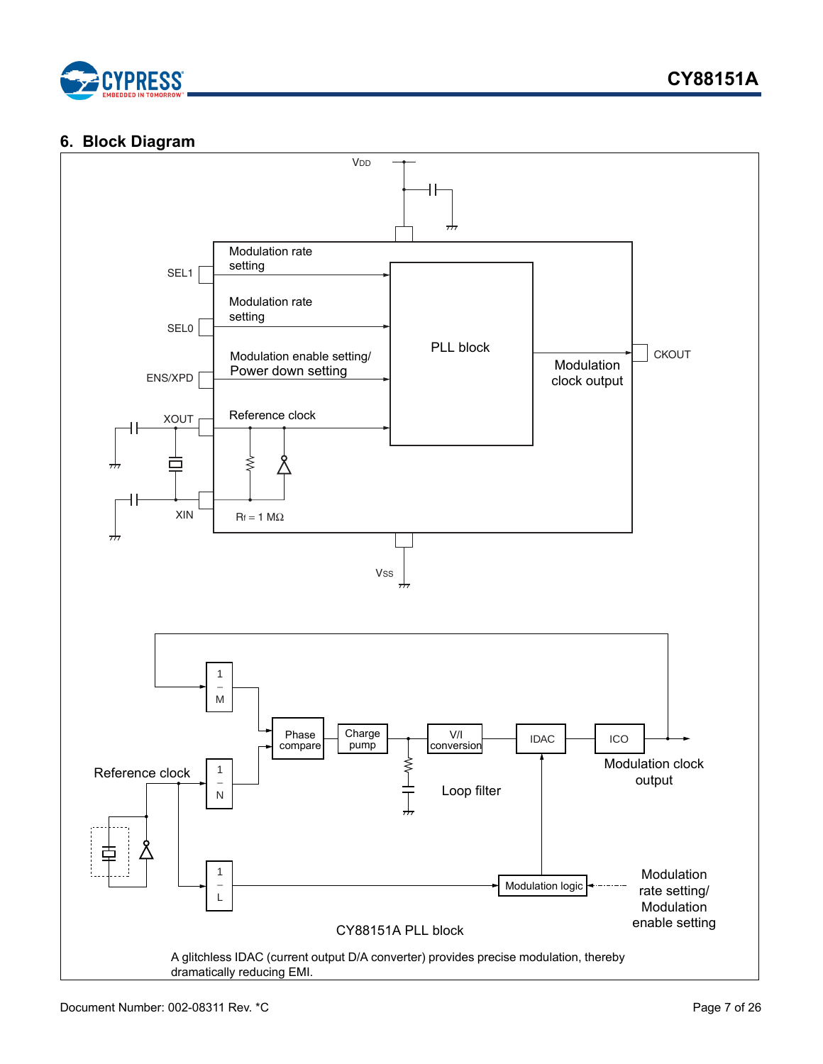## 6. Block Diagram

VDD

SEL1 — Modulation rate setting

SEL0 — Modulation rate setting

ENS/XPD — Modulation enable setting/ Power down setting

XOUT — Reference clock

XIN

$R_f$ = 1 MΩ

PLL block

Modulation clock output — CKOUT

VSS

1/M

1/N

1/L

Reference clock

Phase compare

Charge pump

V/I conversion

IDAC

ICO

Loop filter

Modulation clock output

Modulation logic

Modulation rate setting/ Modulation enable setting

CY88151A PLL block

A glitchless IDAC (current output D/A converter) provides precise modulation, thereby dramatically reducing EMI.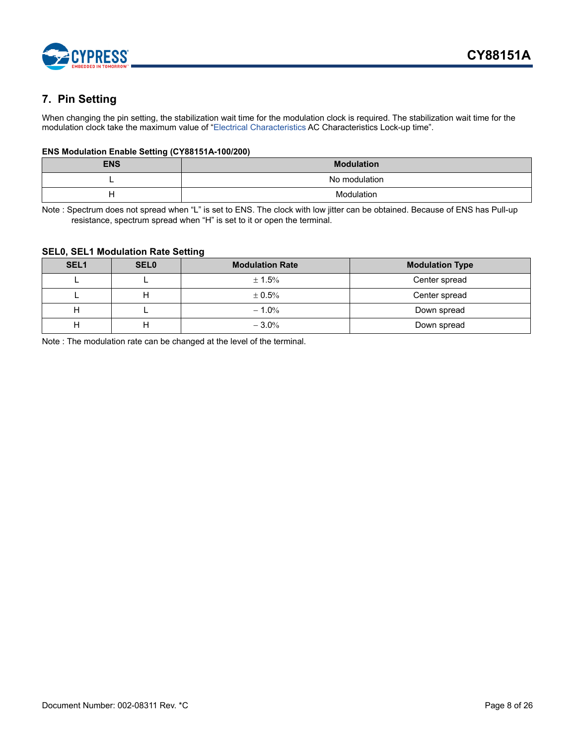## 7. Pin Setting

When changing the pin setting, the stabilization wait time for the modulation clock is required. The stabilization wait time for the modulation clock take the maximum value of "Electrical Characteristics AC Characteristics Lock-up time".

**ENS Modulation Enable Setting (CY88151A-100/200)**

| ENS | Modulation |
|---|---|
| L | No modulation |
| H | Modulation |

Note : Spectrum does not spread when "L" is set to ENS. The clock with low jitter can be obtained. Because of ENS has Pull-up resistance, spectrum spread when "H" is set to it or open the terminal.

**SEL0, SEL1 Modulation Rate Setting**

| SEL1 | SEL0 | Modulation Rate | Modulation Type |
|---|---|---|---|
| L | L | ± 1.5% | Center spread |
| L | H | ± 0.5% | Center spread |
| H | L | − 1.0% | Down spread |
| H | H | − 3.0% | Down spread |

Note : The modulation rate can be changed at the level of the terminal.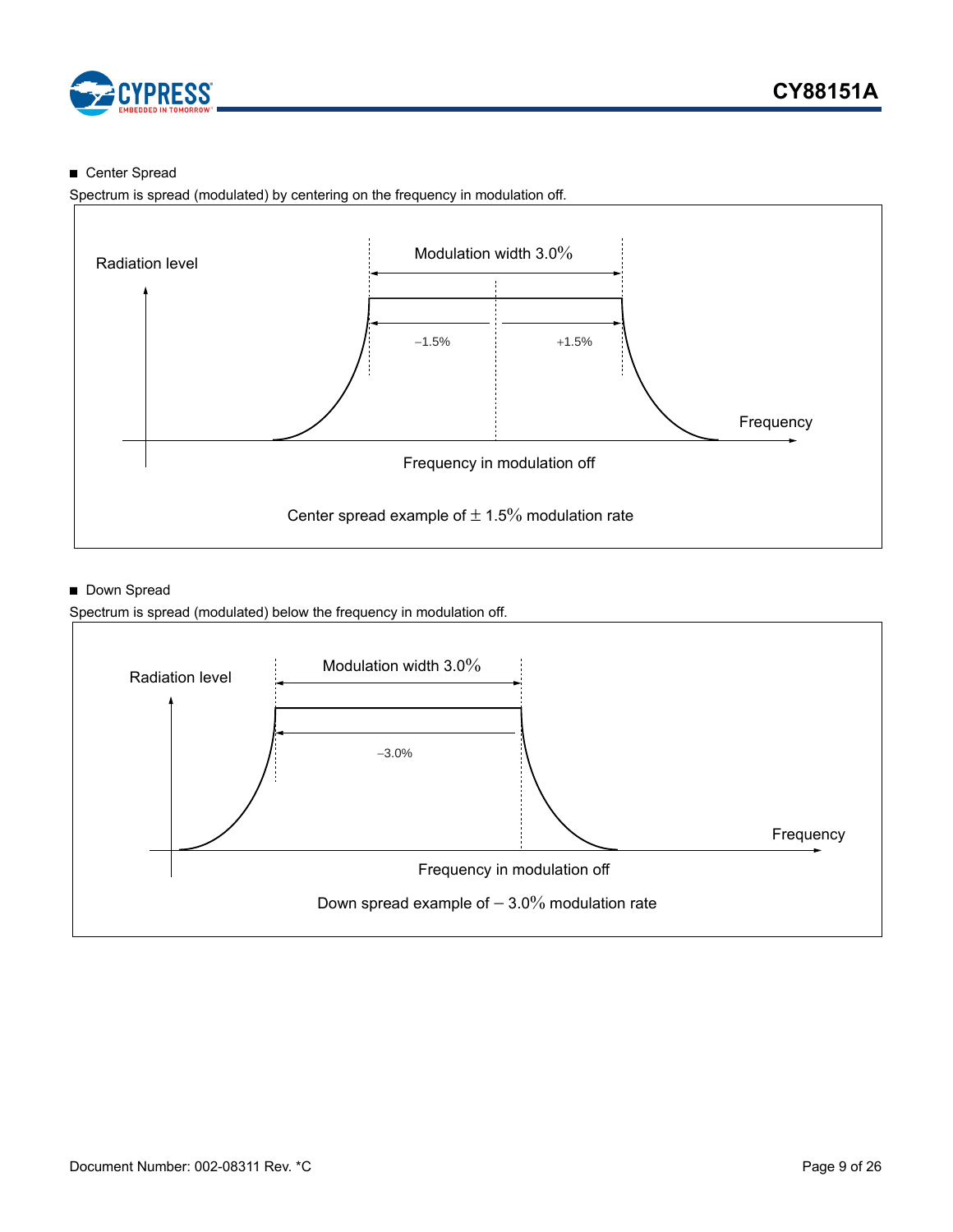- Center Spread

Spectrum is spread (modulated) by centering on the frequency in modulation off.

Radiation level

Modulation width 3.0%

–1.5%

+1.5%

Frequency

Frequency in modulation off

Center spread example of ± 1.5% modulation rate

- Down Spread

Spectrum is spread (modulated) below the frequency in modulation off.

Radiation level

Modulation width 3.0%

–3.0%

Frequency

Frequency in modulation off

Down spread example of – 3.0% modulation rate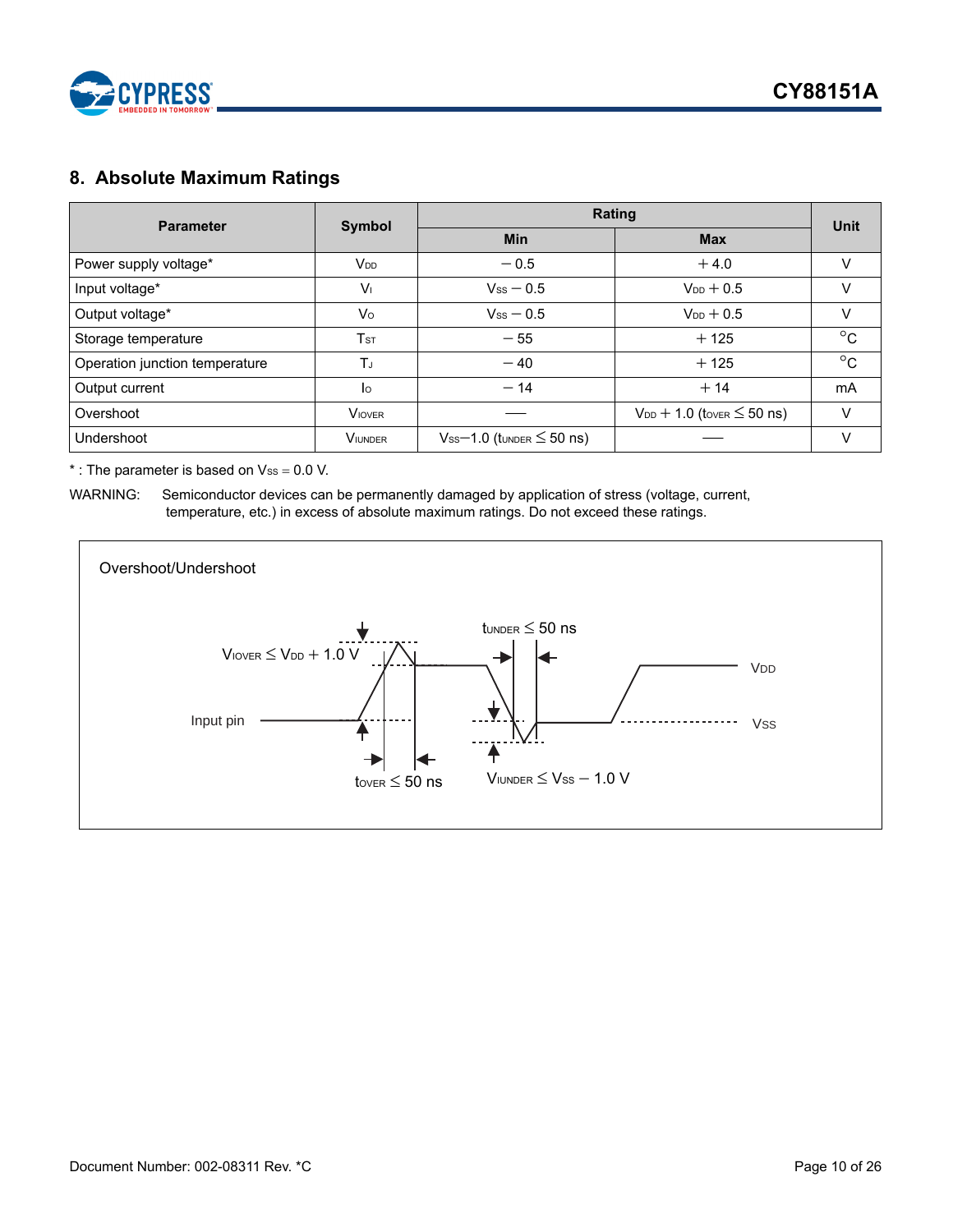## 8. Absolute Maximum Ratings

| Parameter | Symbol | Rating | | Unit |
|---|---|---|---|---|
| | | Min | Max | |
| Power supply voltage* | $V_{DD}$ | − 0.5 | + 4.0 | V |
| Input voltage* | $V_I$ | $V_{SS}$ − 0.5 | $V_{DD}$ + 0.5 | V |
| Output voltage* | $V_O$ | $V_{SS}$ − 0.5 | $V_{DD}$ + 0.5 | V |
| Storage temperature | $T_{ST}$ | − 55 | + 125 | °C |
| Operation junction temperature | $T_J$ | − 40 | + 125 | °C |
| Output current | $I_O$ | − 14 | + 14 | mA |
| Overshoot | $V_{IOVER}$ | — | $V_{DD}$ + 1.0 ($t_{OVER} \leq 50$ ns) | V |
| Undershoot | $V_{IUNDER}$ | $V_{SS}$−1.0 ($t_{UNDER} \leq 50$ ns) | — | V |

* : The parameter is based on $V_{SS}$ = 0.0 V.

WARNING: Semiconductor devices can be permanently damaged by application of stress (voltage, current, temperature, etc.) in excess of absolute maximum ratings. Do not exceed these ratings.

Overshoot/Undershoot

$V_{IOVER} \leq V_{DD} + 1.0$ V

$t_{OVER} \leq 50$ ns

$t_{UNDER} \leq 50$ ns

$V_{IUNDER} \leq V_{SS} - 1.0$ V

Input pin

$V_{DD}$

$V_{SS}$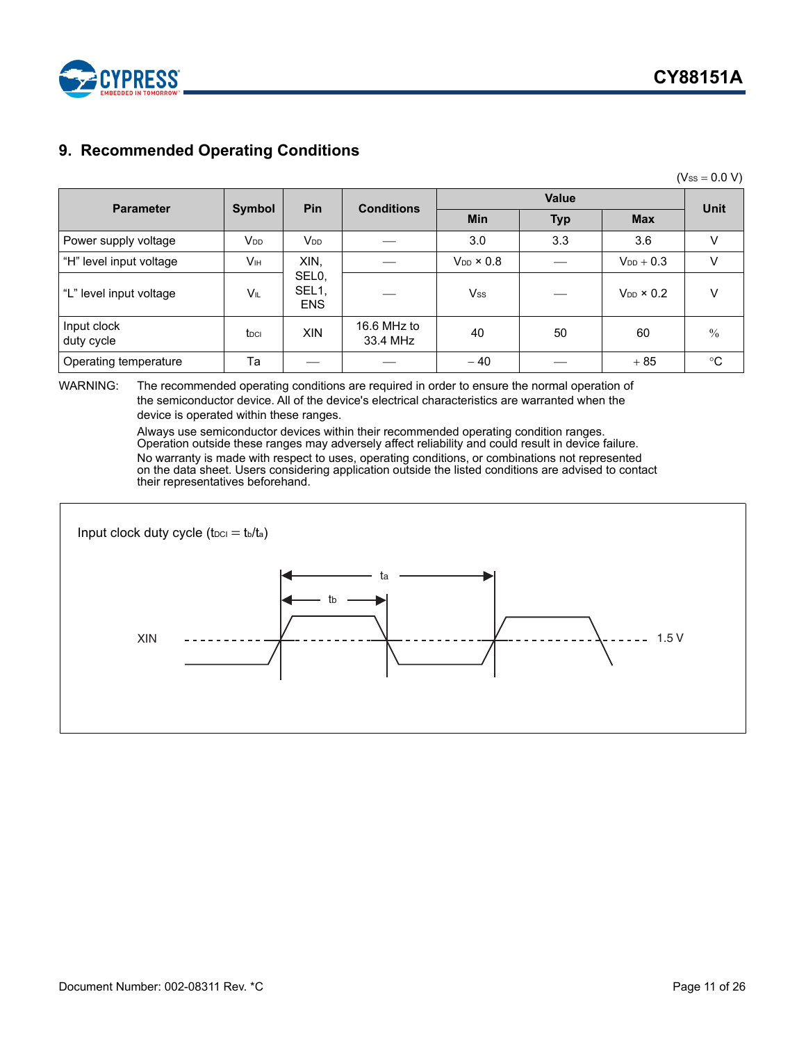## 9. Recommended Operating Conditions

($V_{SS}$ = 0.0 V)

| Parameter | Symbol | Pin | Conditions | Value | | | Unit |
|---|---|---|---|---|---|---|---|
| | | | | Min | Typ | Max | |
| Power supply voltage | $V_{DD}$ | $V_{DD}$ | — | 3.0 | 3.3 | 3.6 | V |
| “H” level input voltage | $V_{IH}$ | XIN, SEL0, SEL1, ENS | — | $V_{DD}$ × 0.8 | — | $V_{DD}$ + 0.3 | V |
| “L” level input voltage | $V_{IL}$ | | — | $V_{SS}$ | — | $V_{DD}$ × 0.2 | V |
| Input clock duty cycle | $t_{DCI}$ | XIN | 16.6 MHz to 33.4 MHz | 40 | 50 | 60 | % |
| Operating temperature | Ta | — | — | – 40 | — | + 85 | °C |

WARNING: The recommended operating conditions are required in order to ensure the normal operation of the semiconductor device. All of the device's electrical characteristics are warranted when the device is operated within these ranges.

Always use semiconductor devices within their recommended operating condition ranges. Operation outside these ranges may adversely affect reliability and could result in device failure.

No warranty is made with respect to uses, operating conditions, or combinations not represented on the data sheet. Users considering application outside the listed conditions are advised to contact their representatives beforehand.

Input clock duty cycle ($t_{DCI} = t_b/t_a$)

XIN — $t_a$ — $t_b$ — 1.5 V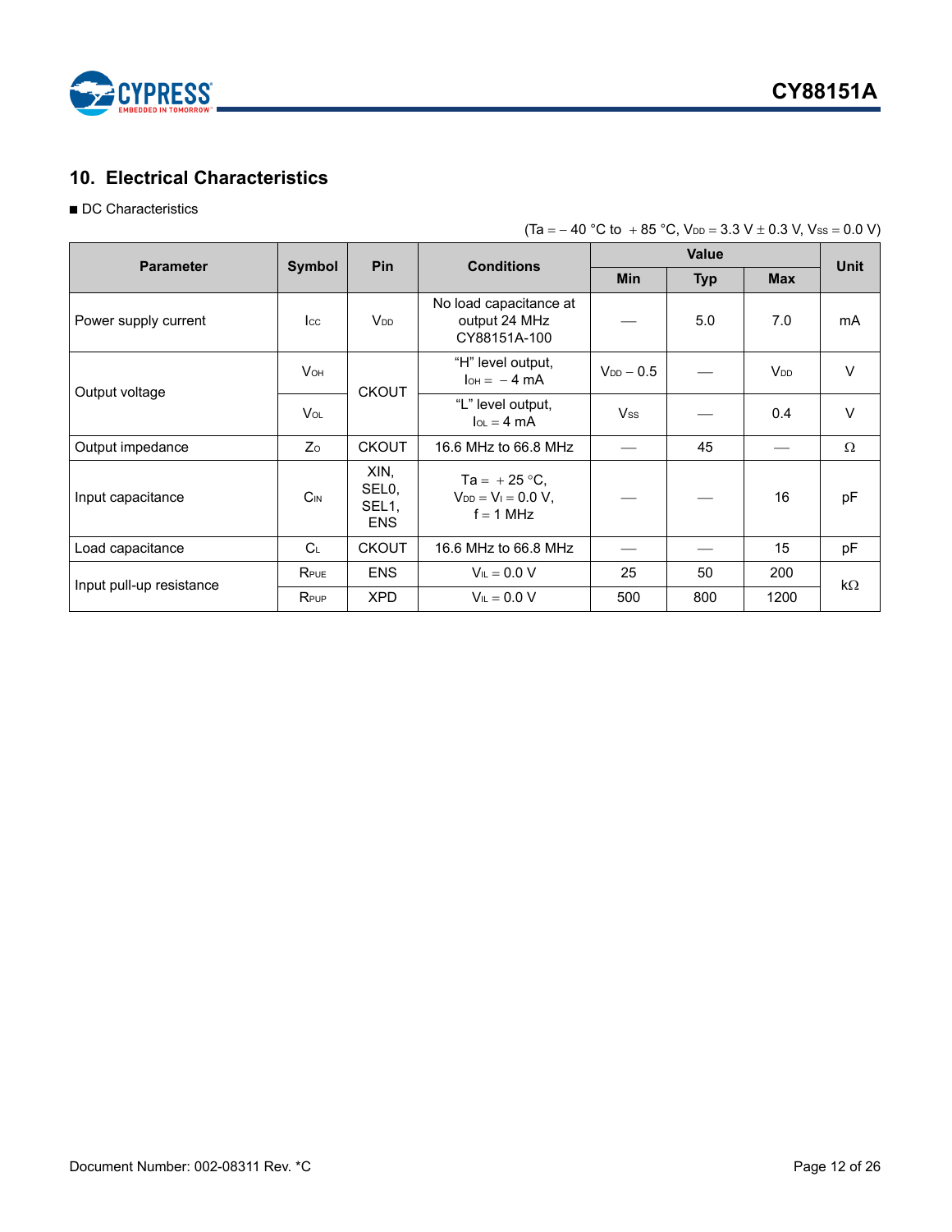## 10. Electrical Characteristics

■ DC Characteristics

($T_a$ = – 40 °C to + 85 °C, $V_{DD}$ = 3.3 V ± 0.3 V, $V_{SS}$ = 0.0 V)

| Parameter | Symbol | Pin | Conditions | Value | | | Unit |
|---|---|---|---|---|---|---|---|
| | | | | Min | Typ | Max | |
| Power supply current | $I_{CC}$ | $V_{DD}$ | No load capacitance at output 24 MHz CY88151A-100 | — | 5.0 | 7.0 | mA |
| Output voltage | $V_{OH}$ | CKOUT | "H" level output, $I_{OH}$ = – 4 mA | $V_{DD}$ – 0.5 | — | $V_{DD}$ | V |
| | $V_{OL}$ | CKOUT | "L" level output, $I_{OL}$ = 4 mA | $V_{SS}$ | — | 0.4 | V |
| Output impedance | $Z_O$ | CKOUT | 16.6 MHz to 66.8 MHz | — | 45 | — | Ω |
| Input capacitance | $C_{IN}$ | XIN, SEL0, SEL1, ENS | $T_a$ = + 25 °C, $V_{DD}$ = $V_I$ = 0.0 V, f = 1 MHz | — | — | 16 | pF |
| Load capacitance | $C_L$ | CKOUT | 16.6 MHz to 66.8 MHz | — | — | 15 | pF |
| Input pull-up resistance | $R_{PUE}$ | ENS | $V_{IL}$ = 0.0 V | 25 | 50 | 200 | kΩ |
| | $R_{PUP}$ | XPD | $V_{IL}$ = 0.0 V | 500 | 800 | 1200 | kΩ |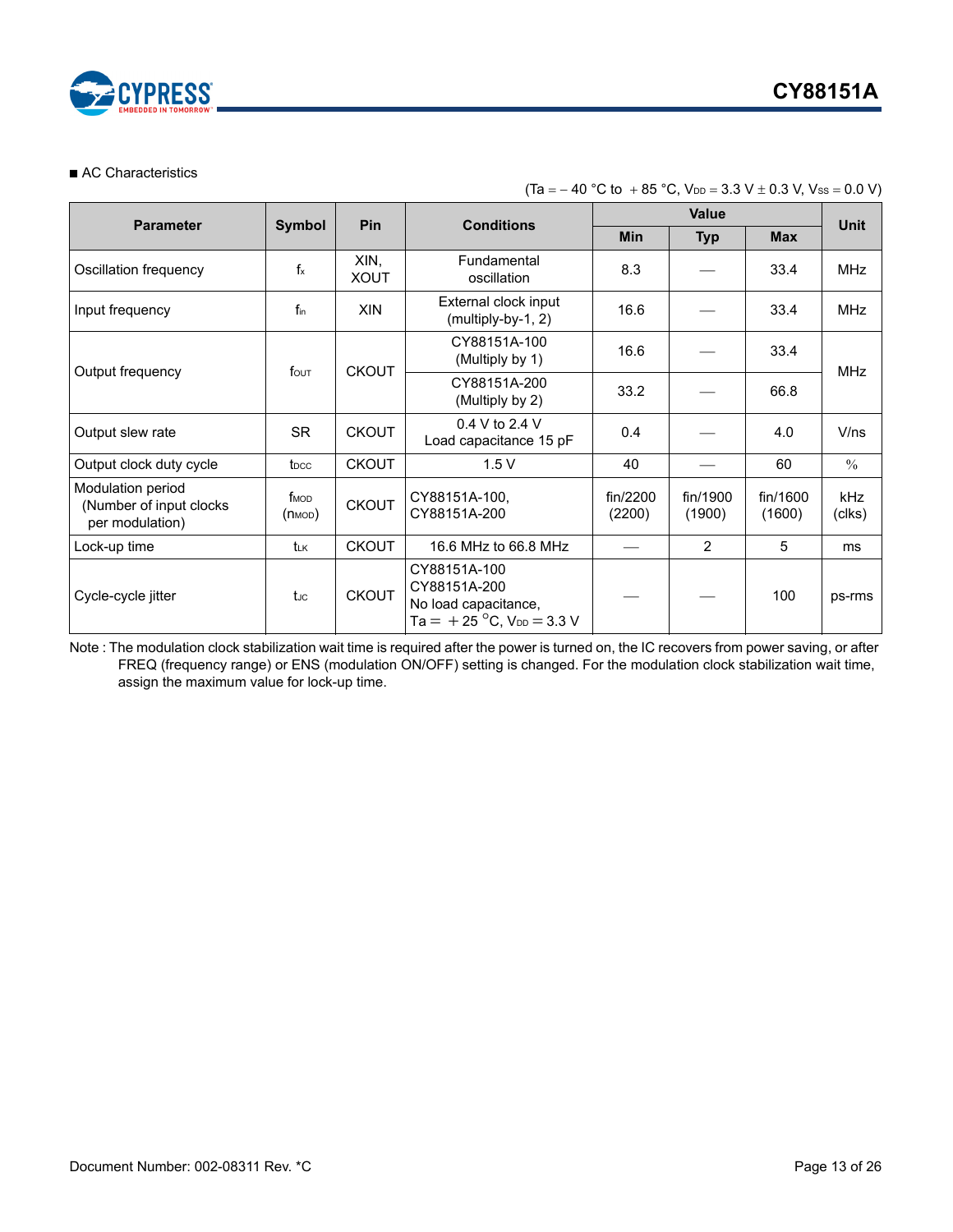■ AC Characteristics

(Ta = – 40 °C to + 85 °C, $V_{DD}$ = 3.3 V ± 0.3 V, $V_{SS}$ = 0.0 V)

| Parameter | Symbol | Pin | Conditions | Value | | | Unit |
|---|---|---|---|---|---|---|---|
| | | | | Min | Typ | Max | |
| Oscillation frequency | $f_x$ | XIN, XOUT | Fundamental oscillation | 8.3 | — | 33.4 | MHz |
| Input frequency | $f_{in}$ | XIN | External clock input (multiply-by-1, 2) | 16.6 | — | 33.4 | MHz |
| Output frequency | $f_{OUT}$ | CKOUT | CY88151A-100 (Multiply by 1) | 16.6 | — | 33.4 | MHz |
| | | | CY88151A-200 (Multiply by 2) | 33.2 | — | 66.8 | |
| Output slew rate | SR | CKOUT | 0.4 V to 2.4 V Load capacitance 15 pF | 0.4 | — | 4.0 | V/ns |
| Output clock duty cycle | $t_{DCC}$ | CKOUT | 1.5 V | 40 | — | 60 | % |
| Modulation period (Number of input clocks per modulation) | $f_{MOD}$ ($n_{MOD}$) | CKOUT | CY88151A-100, CY88151A-200 | fin/2200 (2200) | fin/1900 (1900) | fin/1600 (1600) | kHz (clks) |
| Lock-up time | $t_{LK}$ | CKOUT | 16.6 MHz to 66.8 MHz | — | 2 | 5 | ms |
| Cycle-cycle jitter | $t_{JC}$ | CKOUT | CY88151A-100 CY88151A-200 No load capacitance, Ta = + 25 °C, $V_{DD}$ = 3.3 V | — | — | 100 | ps-rms |

Note : The modulation clock stabilization wait time is required after the power is turned on, the IC recovers from power saving, or after FREQ (frequency range) or ENS (modulation ON/OFF) setting is changed. For the modulation clock stabilization wait time, assign the maximum value for lock-up time.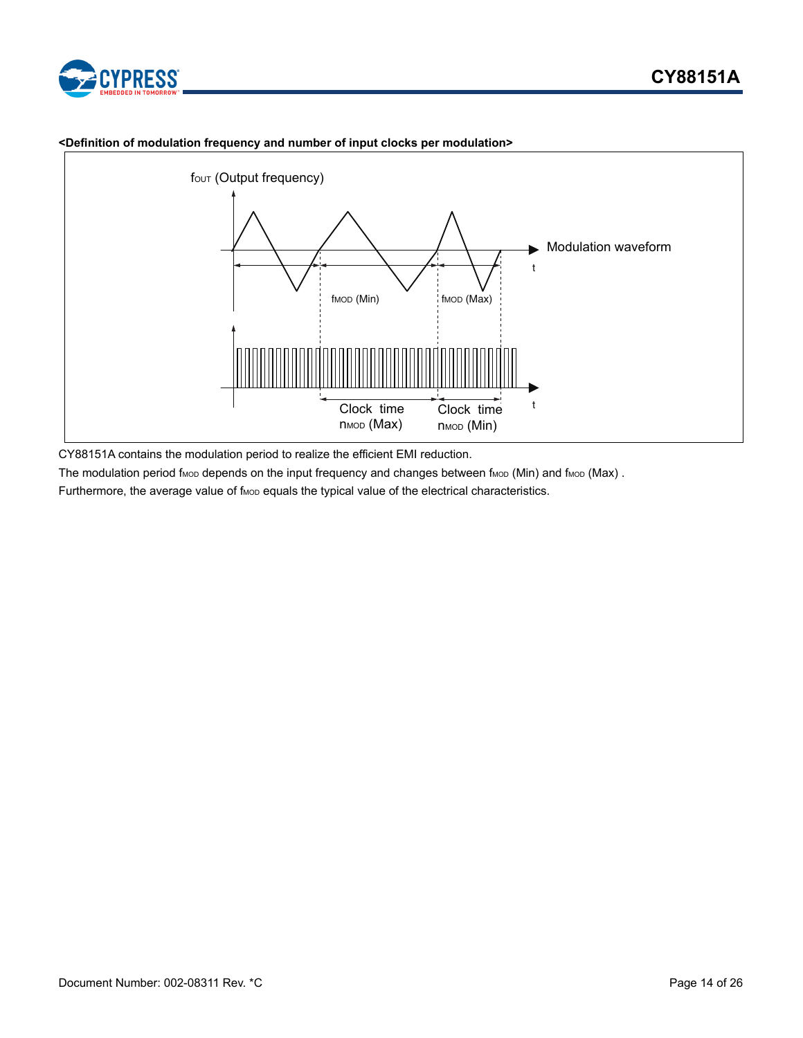**<Definition of modulation frequency and number of input clocks per modulation>**

CY88151A contains the modulation period to realize the efficient EMI reduction.

The modulation period $f_{MOD}$ depends on the input frequency and changes between $f_{MOD}$ (Min) and $f_{MOD}$ (Max) .

Furthermore, the average value of $f_{MOD}$ equals the typical value of the electrical characteristics.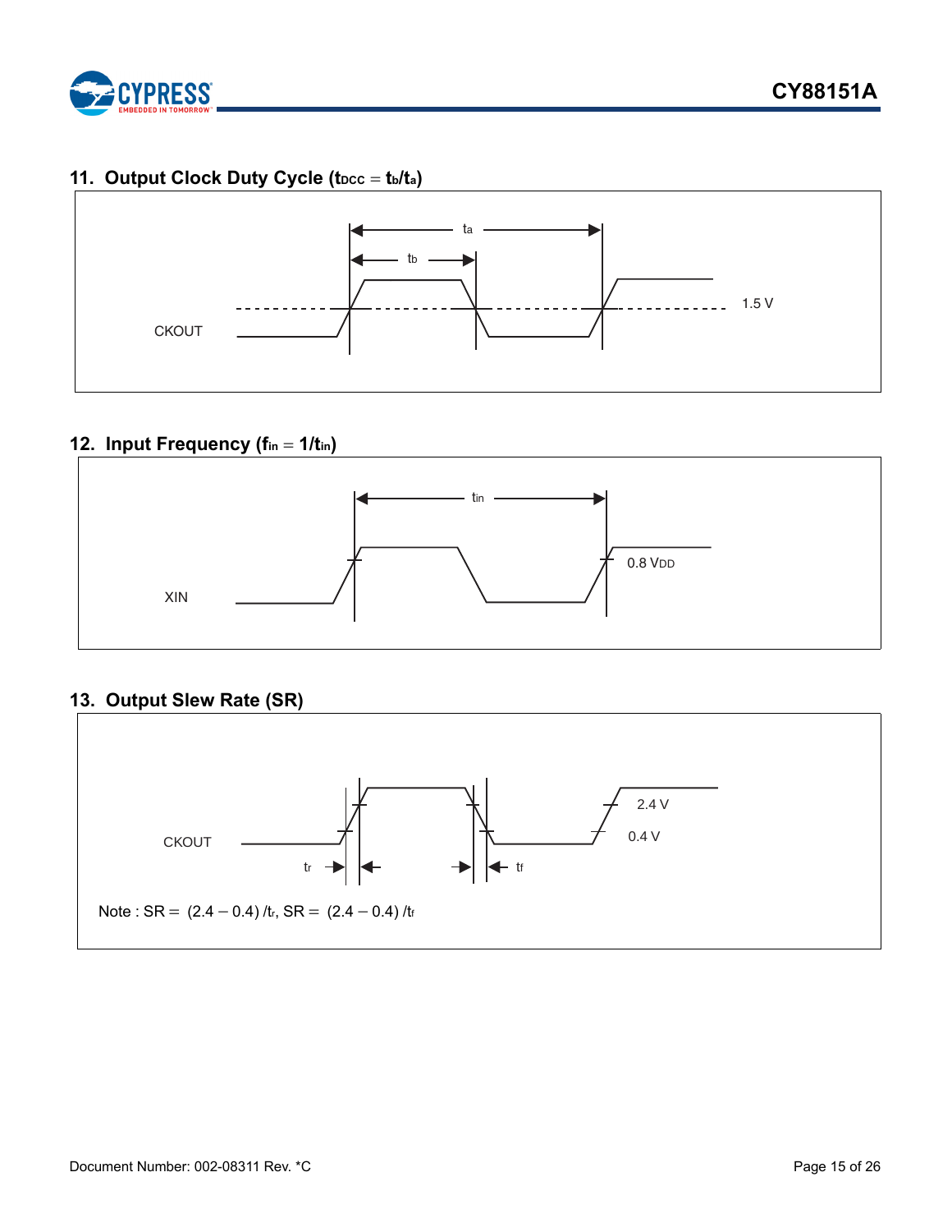## 11. Output Clock Duty Cycle ($t_{DCC} = t_b/t_a$)

CKOUT

$t_a$

$t_b$

1.5 V

## 12. Input Frequency ($f_{in} = 1/t_{in}$)

XIN

$t_{in}$

0.8 $V_{DD}$

## 13. Output Slew Rate (SR)

CKOUT

2.4 V

0.4 V

$t_r$

$t_f$

Note : SR = $(2.4 - 0.4)/t_r$, SR = $(2.4 - 0.4)/t_f$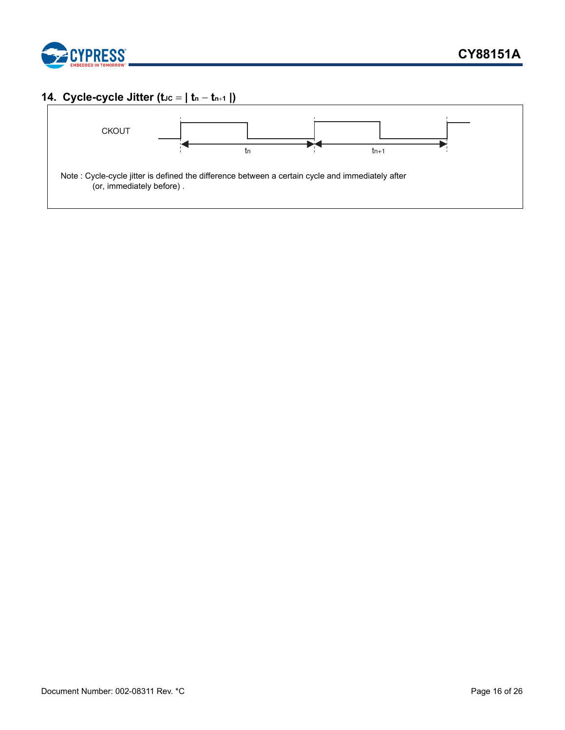## 14. Cycle-cycle Jitter ($t_{JC} = | t_n - t_{n+1} |$)

CKOUT

$t_n$

$t_{n+1}$

Note : Cycle-cycle jitter is defined the difference between a certain cycle and immediately after (or, immediately before) .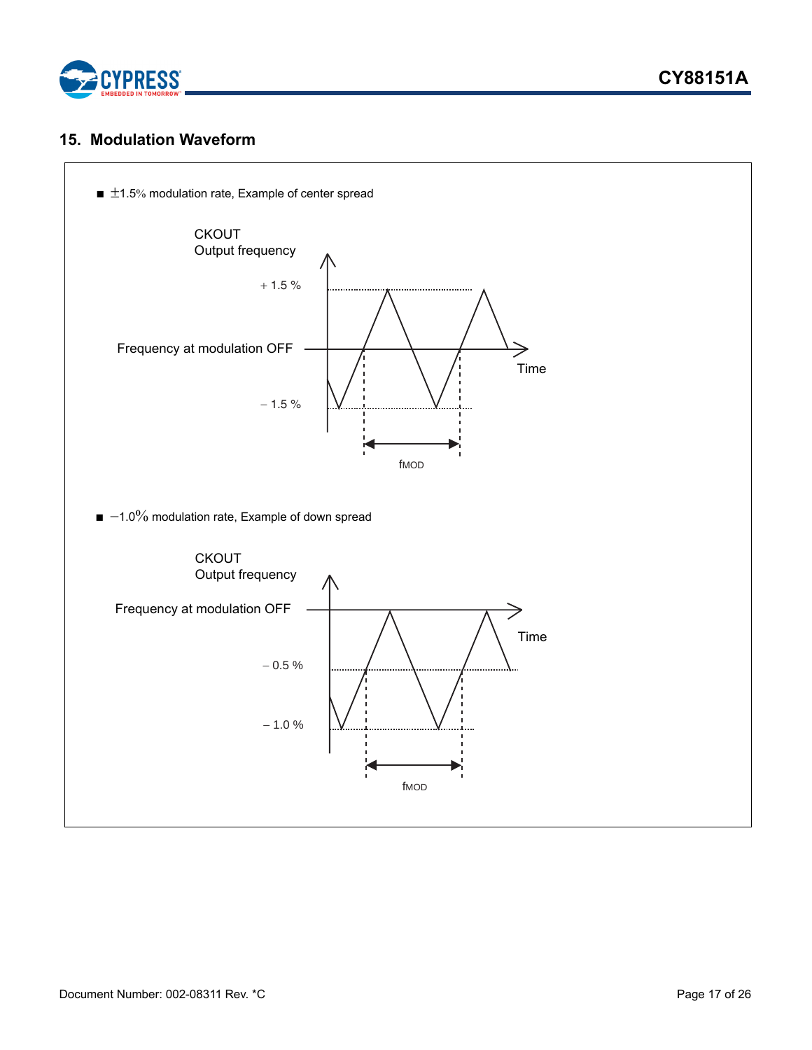## 15. Modulation Waveform

- ±1.5% modulation rate, Example of center spread

CKOUT
Output frequency

+ 1.5 %

Frequency at modulation OFF

Time

– 1.5 %

fMOD

- −1.0% modulation rate, Example of down spread

CKOUT
Output frequency

Frequency at modulation OFF

Time

– 0.5 %

– 1.0 %

fMOD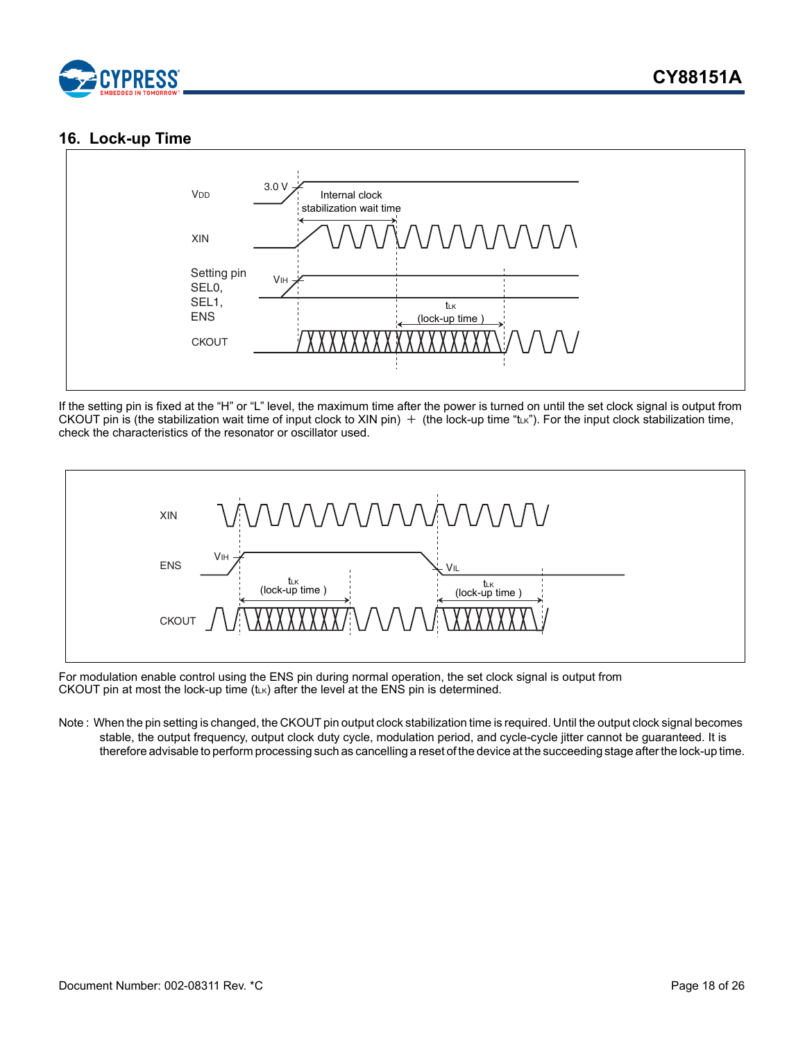## 16. Lock-up Time

If the setting pin is fixed at the "H" or "L" level, the maximum time after the power is turned on until the set clock signal is output from CKOUT pin is (the stabilization wait time of input clock to XIN pin) ＋ (the lock-up time "$t_{LK}$"). For the input clock stabilization time, check the characteristics of the resonator or oscillator used.

For modulation enable control using the ENS pin during normal operation, the set clock signal is output from CKOUT pin at most the lock-up time ($t_{LK}$) after the level at the ENS pin is determined.

Note : When the pin setting is changed, the CKOUT pin output clock stabilization time is required. Until the output clock signal becomes stable, the output frequency, output clock duty cycle, modulation period, and cycle-cycle jitter cannot be guaranteed. It is therefore advisable to perform processing such as cancelling a reset of the device at the succeeding stage after the lock-up time.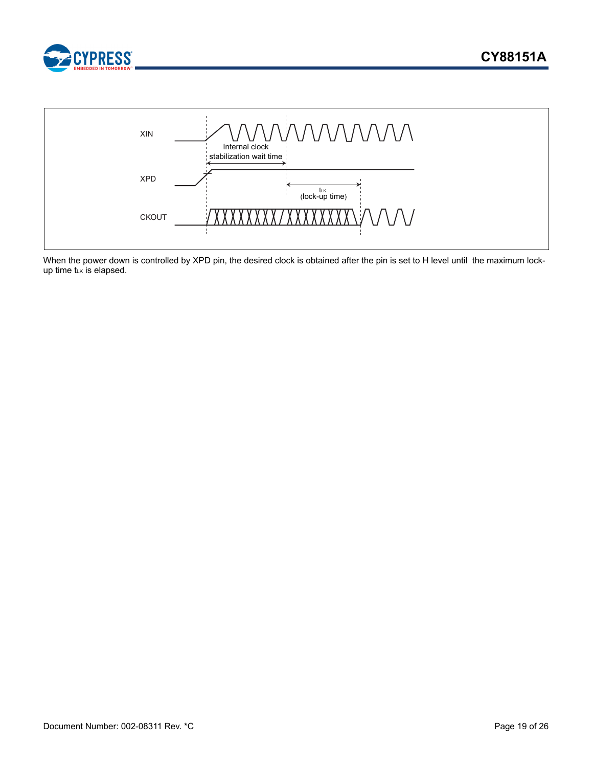XIN

Internal clock stabilization wait time

XPD

$t_{LK}$ (lock-up time)

CKOUT

When the power down is controlled by XPD pin, the desired clock is obtained after the pin is set to H level until the maximum lock-up time $t_{LK}$ is elapsed.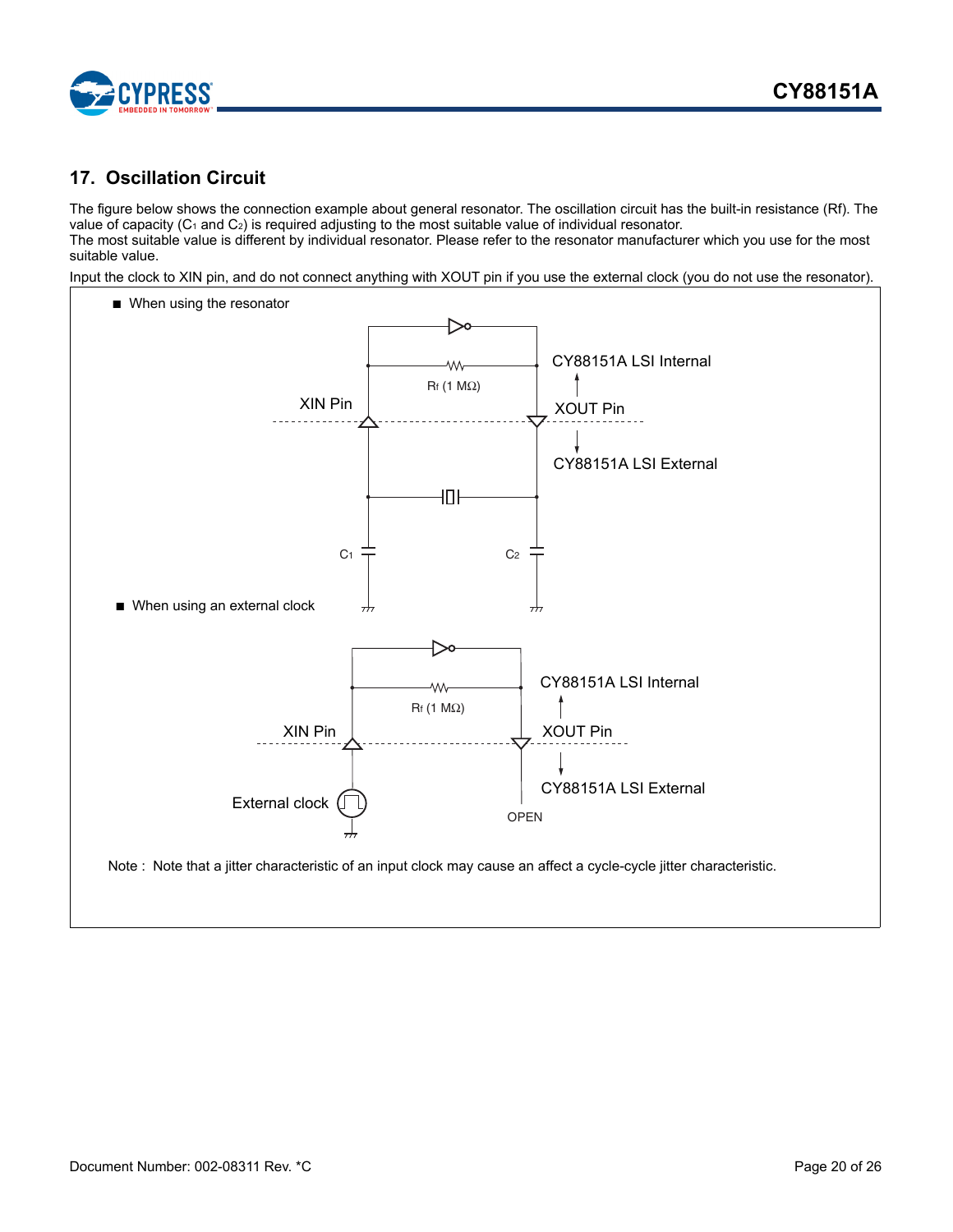## 17. Oscillation Circuit

The figure below shows the connection example about general resonator. The oscillation circuit has the built-in resistance (Rf). The value of capacity ($C_1$ and $C_2$) is required adjusting to the most suitable value of individual resonator.
The most suitable value is different by individual resonator. Please refer to the resonator manufacturer which you use for the most suitable value.

Input the clock to XIN pin, and do not connect anything with XOUT pin if you use the external clock (you do not use the resonator).

■ When using the resonator

XIN Pin

Rf (1 MΩ)

CY88151A LSI Internal

XOUT Pin

CY88151A LSI External

C1

C2

■ When using an external clock

XIN Pin

Rf (1 MΩ)

CY88151A LSI Internal

XOUT Pin

CY88151A LSI External

External clock

OPEN

Note : Note that a jitter characteristic of an input clock may cause an affect a cycle-cycle jitter characteristic.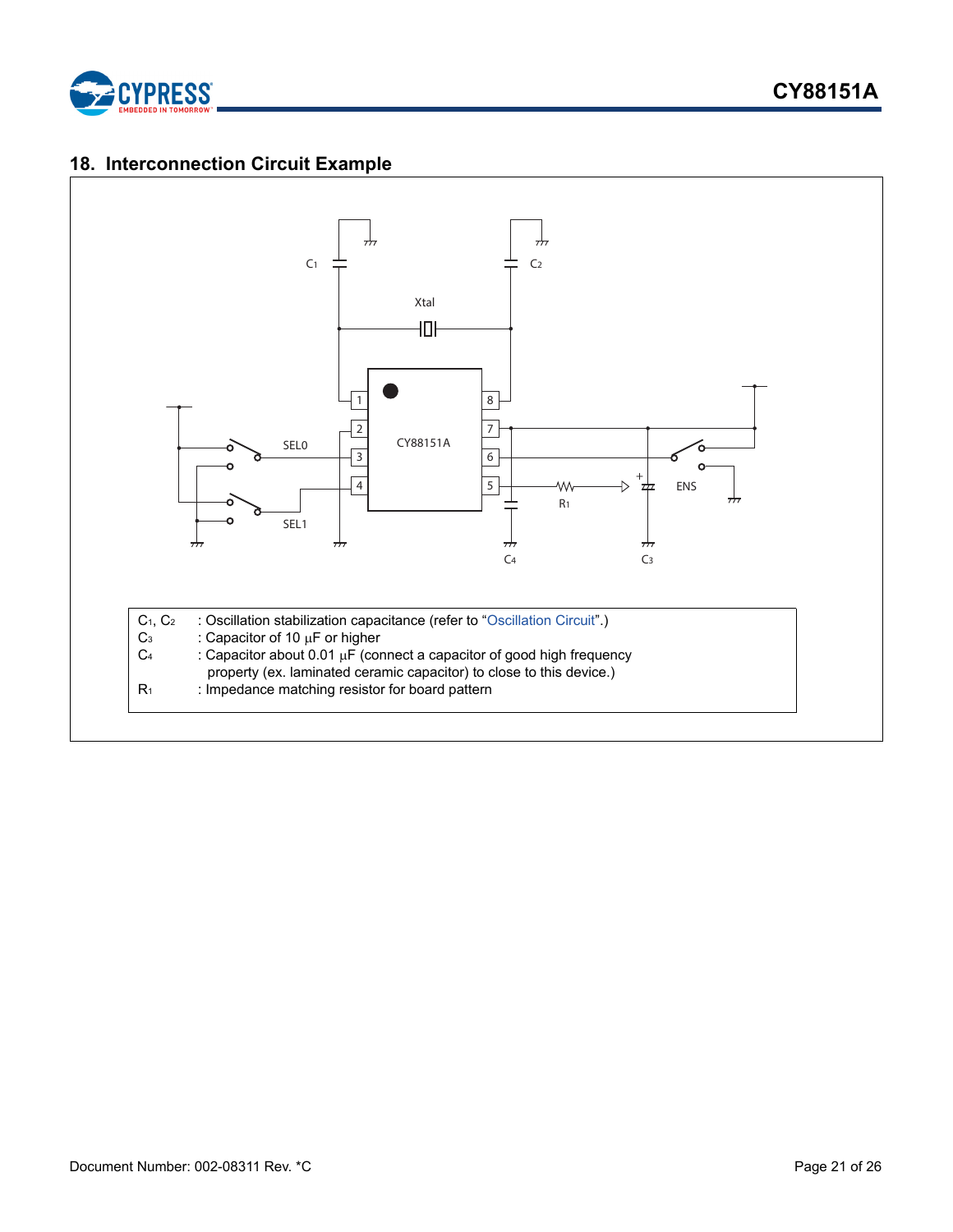## 18. Interconnection Circuit Example

| | |
|---|---|
| $C_1$, $C_2$ | : Oscillation stabilization capacitance (refer to "Oscillation Circuit".) |
| $C_3$ | : Capacitor of 10 µF or higher |
| $C_4$ | : Capacitor about 0.01 µF (connect a capacitor of good high frequency property (ex. laminated ceramic capacitor) to close to this device.) |
| $R_1$ | : Impedance matching resistor for board pattern |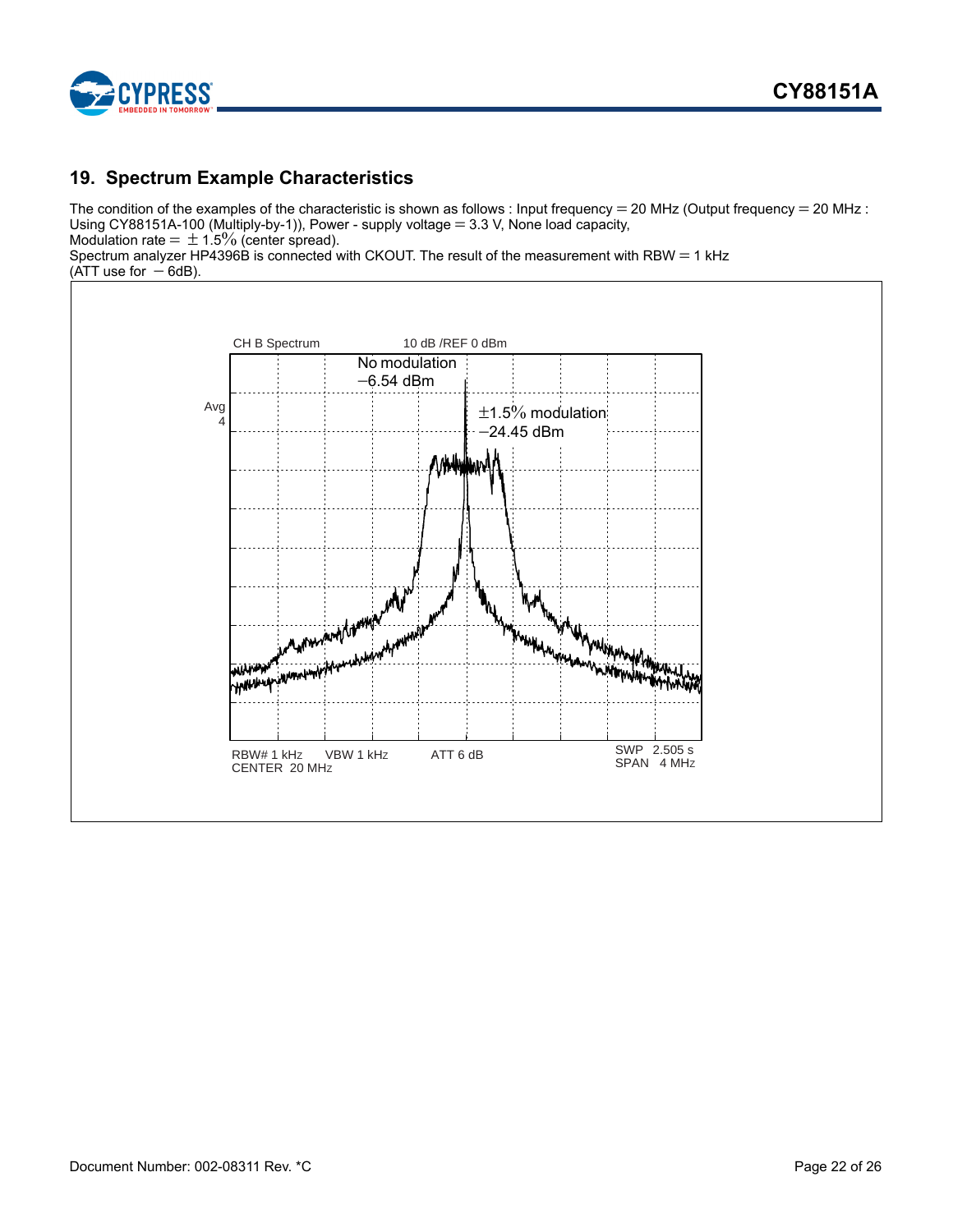## 19. Spectrum Example Characteristics

The condition of the examples of the characteristic is shown as follows : Input frequency = 20 MHz (Output frequency = 20 MHz : Using CY88151A-100 (Multiply-by-1)), Power - supply voltage = 3.3 V, None load capacity,
Modulation rate = ± 1.5% (center spread).
Spectrum analyzer HP4396B is connected with CKOUT. The result of the measurement with RBW = 1 kHz
(ATT use for − 6dB).

CH B Spectrum    10 dB /REF 0 dBm

Avg 4

No modulation
−6.54 dBm

±1.5% modulation
−24.45 dBm

RBW# 1 kHz    VBW 1 kHz    ATT 6 dB    SWP 2.505 s
CENTER 20 MHz    SPAN 4 MHz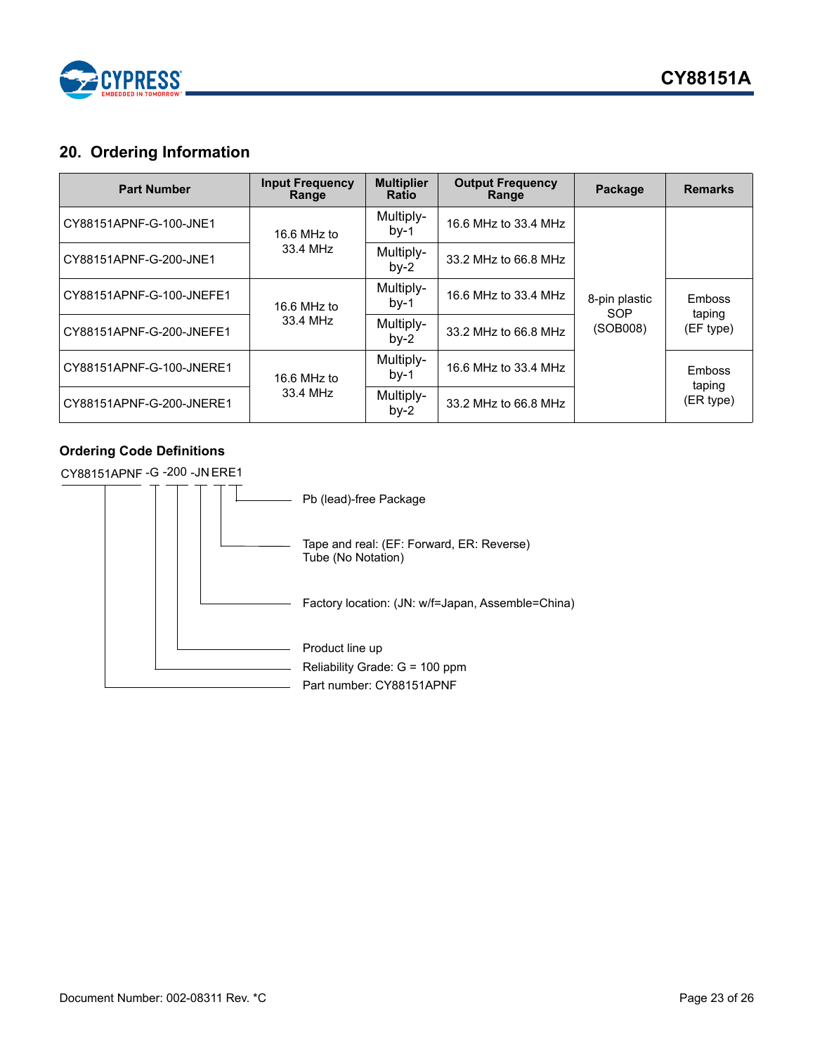## 20. Ordering Information

| Part Number | Input Frequency Range | Multiplier Ratio | Output Frequency Range | Package | Remarks |
|---|---|---|---|---|---|
| CY88151APNF-G-100-JNE1 | 16.6 MHz to 33.4 MHz | Multiply-by-1 | 16.6 MHz to 33.4 MHz | 8-pin plastic SOP (SOB008) | |
| CY88151APNF-G-200-JNE1 | | Multiply-by-2 | 33.2 MHz to 66.8 MHz | | |
| CY88151APNF-G-100-JNEFE1 | 16.6 MHz to 33.4 MHz | Multiply-by-1 | 16.6 MHz to 33.4 MHz | | Emboss taping (EF type) |
| CY88151APNF-G-200-JNEFE1 | | Multiply-by-2 | 33.2 MHz to 66.8 MHz | | |
| CY88151APNF-G-100-JNERE1 | 16.6 MHz to 33.4 MHz | Multiply-by-1 | 16.6 MHz to 33.4 MHz | | Emboss taping (ER type) |
| CY88151APNF-G-200-JNERE1 | | Multiply-by-2 | 33.2 MHz to 66.8 MHz | | |

### Ordering Code Definitions

CY88151APNF -G -200 -JN ERE1

- E1: Pb (lead)-free Package
- ER: Tape and real: (EF: Forward, ER: Reverse) Tube (No Notation)
- JN: Factory location: (JN: w/f=Japan, Assemble=China)
- 200: Product line up
- G: Reliability Grade: G = 100 ppm
- CY88151APNF: Part number: CY88151APNF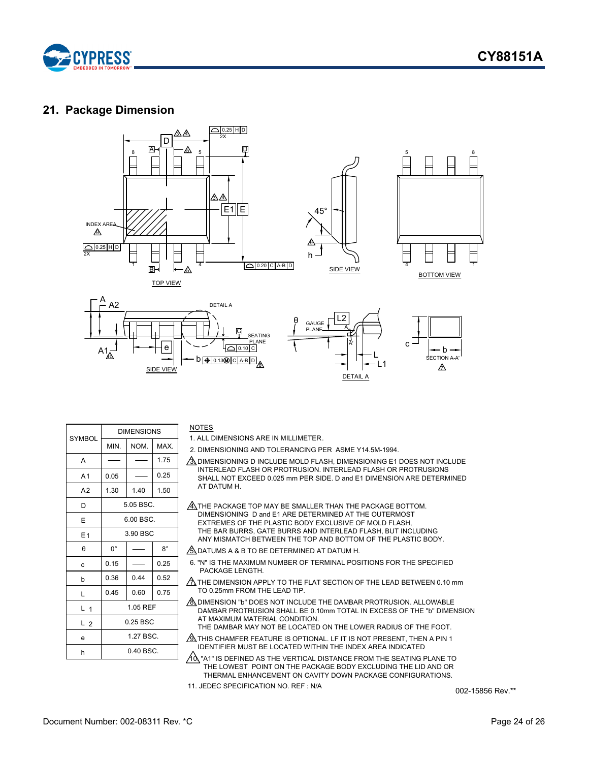## 21. Package Dimension

| SYMBOL | DIMENSIONS | | |
|---|---|---|---|
| | MIN. | NOM. | MAX. |
| A | —— | —— | 1.75 |
| A1 | 0.05 | —— | 0.25 |
| A2 | 1.30 | 1.40 | 1.50 |
| D | 5.05 BSC. | | |
| E | 6.00 BSC. | | |
| E1 | 3.90 BSC | | |
| θ | 0° | —— | 8° |
| c | 0.15 | —— | 0.25 |
| b | 0.36 | 0.44 | 0.52 |
| L | 0.45 | 0.60 | 0.75 |
| L 1 | 1.05 REF | | |
| L 2 | 0.25 BSC | | |
| e | 1.27 BSC. | | |
| h | 0.40 BSC. | | |

NOTES

1. ALL DIMENSIONS ARE IN MILLIMETER.
2. DIMENSIONING AND TOLERANCING PER ASME Y14.5M-1994.
3. DIMENSIONING D INCLUDE MOLD FLASH, DIMENSIONING E1 DOES NOT INCLUDE INTERLEAD FLASH OR PROTRUSION. INTERLEAD FLASH OR PROTRUSIONS SHALL NOT EXCEED 0.025 mm PER SIDE. D and E1 DIMENSION ARE DETERMINED AT DATUM H.
4. THE PACKAGE TOP MAY BE SMALLER THAN THE PACKAGE BOTTOM. DIMENSIONING D and E1 ARE DETERMINED AT THE OUTERMOST EXTREMES OF THE PLASTIC BODY EXCLUSIVE OF MOLD FLASH, THE BAR BURRS, GATE BURRS AND INTERLEAD FLASH, BUT INCLUDING ANY MISMATCH BETWEEN THE TOP AND BOTTOM OF THE PLASTIC BODY.
5. DATUMS A & B TO BE DETERMINED AT DATUM H.
6. "N" IS THE MAXIMUM NUMBER OF TERMINAL POSITIONS FOR THE SPECIFIED PACKAGE LENGTH.
7. THE DIMENSION APPLY TO THE FLAT SECTION OF THE LEAD BETWEEN 0.10 mm TO 0.25mm FROM THE LEAD TIP.
8. DIMENSION "b" DOES NOT INCLUDE THE DAMBAR PROTRUSION. ALLOWABLE DAMBAR PROTRUSION SHALL BE 0.10mm TOTAL IN EXCESS OF THE "b" DIMENSION AT MAXIMUM MATERIAL CONDITION. THE DAMBAR MAY NOT BE LOCATED ON THE LOWER RADIUS OF THE FOOT.
9. THIS CHAMFER FEATURE IS OPTIONAL. LF IT IS NOT PRESENT, THEN A PIN 1 IDENTIFIER MUST BE LOCATED WITHIN THE INDEX AREA INDICATED
10. "A1" IS DEFINED AS THE VERTICAL DISTANCE FROM THE SEATING PLANE TO THE LOWEST POINT ON THE PACKAGE BODY EXCLUDING THE LID AND OR THERMAL ENHANCEMENT ON CAVITY DOWN PACKAGE CONFIGURATIONS.
11. JEDEC SPECIFICATION NO. REF : N/A

002-15856 Rev.**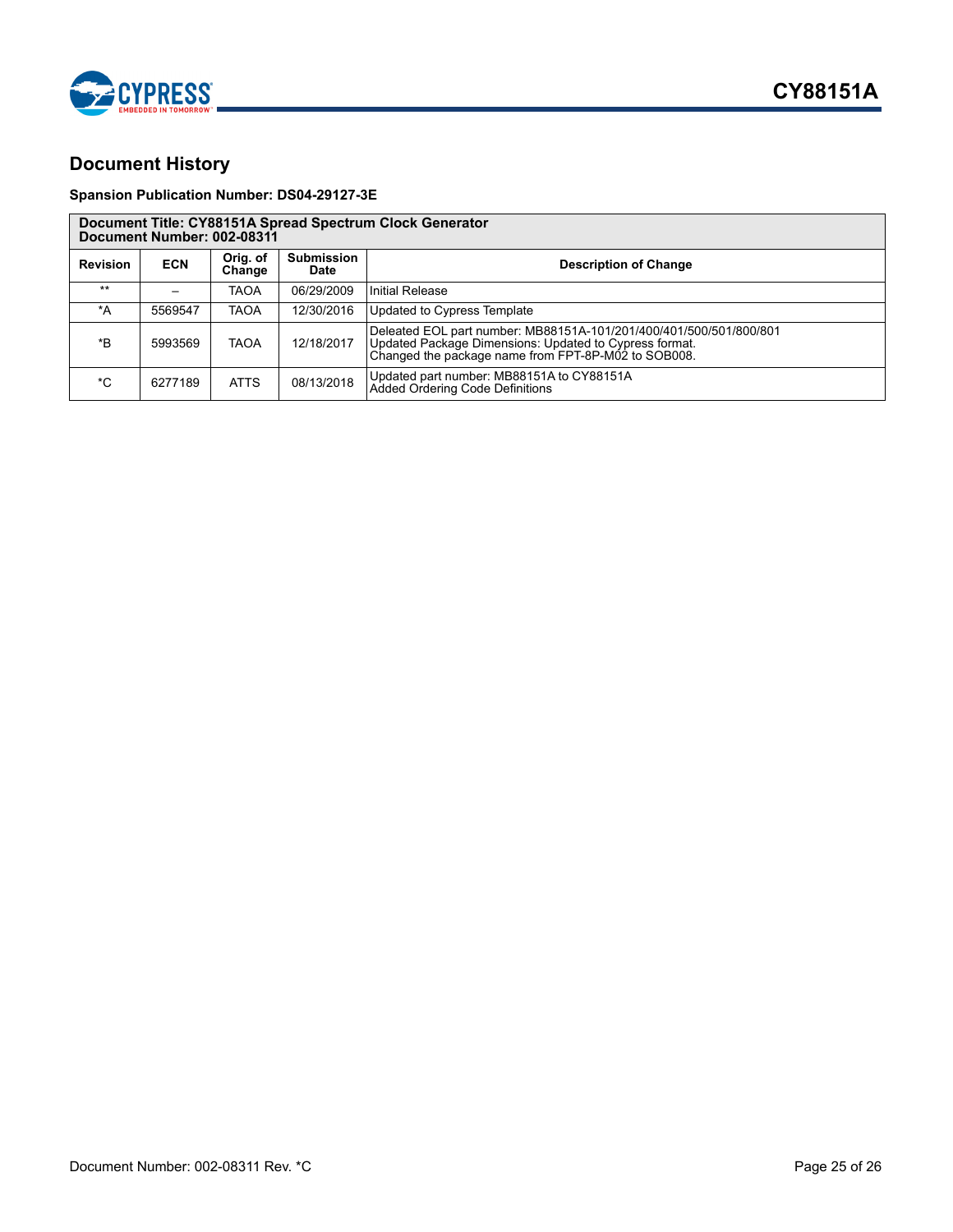## Document History

**Spansion Publication Number: DS04-29127-3E**

| **Document Title: CY88151A Spread Spectrum Clock Generator**<br>**Document Number: 002-08311** | | | | |
|---|---|---|---|---|
| **Revision** | **ECN** | **Orig. of Change** | **Submission Date** | **Description of Change** |
| ** | – | TAOA | 06/29/2009 | Initial Release |
| *A | 5569547 | TAOA | 12/30/2016 | Updated to Cypress Template |
| *B | 5993569 | TAOA | 12/18/2017 | Deleated EOL part number: MB88151A-101/201/400/401/500/501/800/801<br>Updated Package Dimensions: Updated to Cypress format.<br>Changed the package name from FPT-8P-M02 to SOB008. |
| *C | 6277189 | ATTS | 08/13/2018 | Updated part number: MB88151A to CY88151A<br>Added Ordering Code Definitions |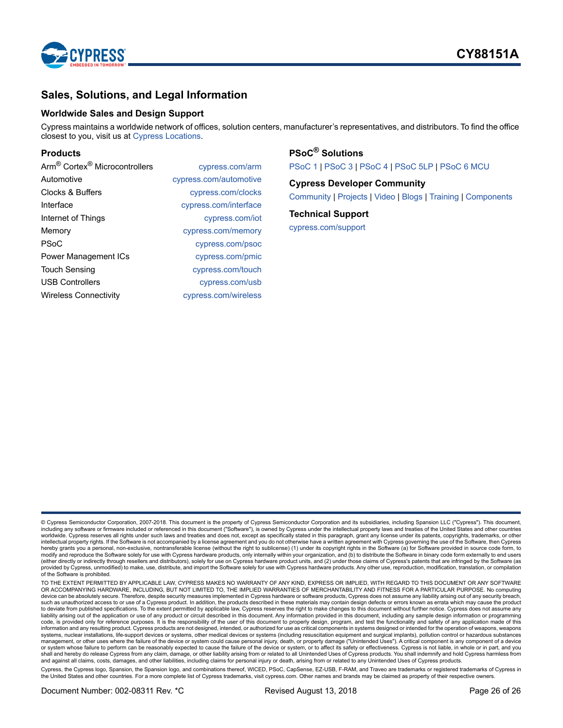## Sales, Solutions, and Legal Information

### Worldwide Sales and Design Support

Cypress maintains a worldwide network of offices, solution centers, manufacturer's representatives, and distributors. To find the office closest to you, visit us at Cypress Locations.

### Products

| | |
|---|---|
| Arm® Cortex® Microcontrollers | cypress.com/arm |
| Automotive | cypress.com/automotive |
| Clocks & Buffers | cypress.com/clocks |
| Interface | cypress.com/interface |
| Internet of Things | cypress.com/iot |
| Memory | cypress.com/memory |
| PSoC | cypress.com/psoc |
| Power Management ICs | cypress.com/pmic |
| Touch Sensing | cypress.com/touch |
| USB Controllers | cypress.com/usb |
| Wireless Connectivity | cypress.com/wireless |

### PSoC® Solutions

PSoC 1 | PSoC 3 | PSoC 4 | PSoC 5LP | PSoC 6 MCU

### Cypress Developer Community

Community | Projects | Video | Blogs | Training | Components

### Technical Support

cypress.com/support

---

© Cypress Semiconductor Corporation, 2007-2018. This document is the property of Cypress Semiconductor Corporation and its subsidiaries, including Spansion LLC ("Cypress"). This document, including any software or firmware included or referenced in this document ("Software"), is owned by Cypress under the intellectual property laws and treaties of the United States and other countries worldwide. Cypress reserves all rights under such laws and treaties and does not, except as specifically stated in this paragraph, grant any license under its patents, copyrights, trademarks, or other intellectual property rights. If the Software is not accompanied by a license agreement and you do not otherwise have a written agreement with Cypress governing the use of the Software, then Cypress hereby grants you a personal, non-exclusive, nontransferable license (without the right to sublicense) (1) under its copyright rights in the Software (a) for Software provided in source code form, to modify and reproduce the Software solely for use with Cypress hardware products, only internally within your organization, and (b) to distribute the Software in binary code form externally to end users (either directly or indirectly through resellers and distributors), solely for use on Cypress hardware product units, and (2) under those claims of Cypress's patents that are infringed by the Software (as provided by Cypress, unmodified) to make, use, distribute, and import the Software solely for use with Cypress hardware products. Any other use, reproduction, modification, translation, or compilation of the Software is prohibited.

TO THE EXTENT PERMITTED BY APPLICABLE LAW, CYPRESS MAKES NO WARRANTY OF ANY KIND, EXPRESS OR IMPLIED, WITH REGARD TO THIS DOCUMENT OR ANY SOFTWARE OR ACCOMPANYING HARDWARE, INCLUDING, BUT NOT LIMITED TO, THE IMPLIED WARRANTIES OF MERCHANTABILITY AND FITNESS FOR A PARTICULAR PURPOSE. No computing device can be absolutely secure. Therefore, despite security measures implemented in Cypress hardware or software products, Cypress does not assume any liability arising out of any security breach, such as unauthorized access to or use of a Cypress product. In addition, the products described in these materials may contain design defects or errors known as errata which may cause the product to deviate from published specifications. To the extent permitted by applicable law, Cypress reserves the right to make changes to this document without further notice. Cypress does not assume any liability arising out of the application or use of any product or circuit described in this document. Any information provided in this document, including any sample design information or programming code, is provided only for reference purposes. It is the responsibility of the user of this document to properly design, program, and test the functionality and safety of any application made of this information and any resulting product. Cypress products are not designed, intended, or authorized for use as critical components in systems designed or intended for the operation of weapons, weapons systems, nuclear installations, life-support devices or systems, other medical devices or systems (including resuscitation equipment and surgical implants), pollution control or hazardous substances management, or other uses where the failure of the device or system could cause personal injury, death, or property damage ("Unintended Uses"). A critical component is any component of a device or system whose failure to perform can be reasonably expected to cause the failure of the device or system, or to affect its safety or effectiveness. Cypress is not liable, in whole or in part, and you shall and hereby do release Cypress from any claim, damage, or other liability arising from or related to all Unintended Uses of Cypress products. You shall indemnify and hold Cypress harmless from and against all claims, costs, damages, and other liabilities, including claims for personal injury or death, arising from or related to any Unintended Uses of Cypress products.

Cypress, the Cypress logo, Spansion, the Spansion logo, and combinations thereof, WICED, PSoC, CapSense, EZ-USB, F-RAM, and Traveo are trademarks or registered trademarks of Cypress in the United States and other countries. For a more complete list of Cypress trademarks, visit cypress.com. Other names and brands may be claimed as property of their respective owners.

Document Number: 002-08311 Rev. *C Revised August 13, 2018